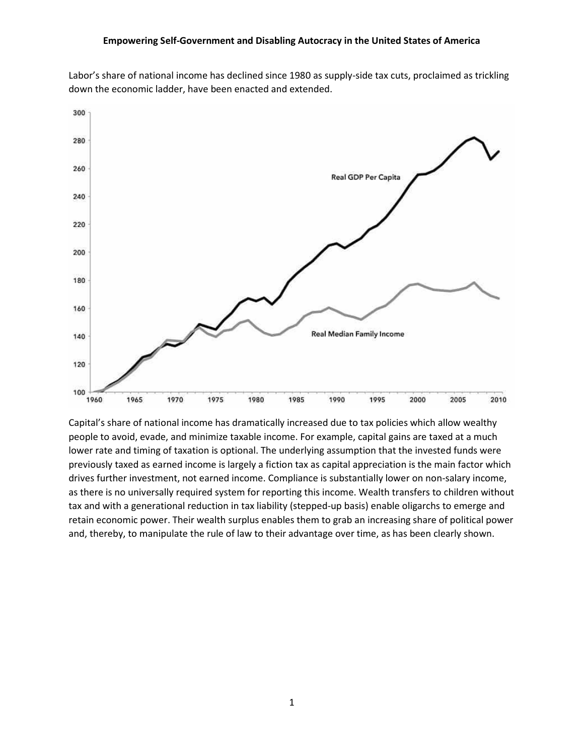Labor's share of national income has declined since 1980 as supply-side tax cuts, proclaimed as trickling down the economic ladder, have been enacted and extended.

Capital's share of national income has dramatically increased due to tax policies which allow wealthy people to avoid, evade, and minimize taxable income. For example, capital gains are taxed at a much lower rate and timing of taxation is optional. The underlying assumption that the invested funds were previously taxed as earned income is largely a fiction tax as capital appreciation is the main factor which drives further investment, not earned income. Compliance is substantially lower on non-salary income, as there is no universally required system for reporting this income. Wealth transfers to children without tax and with a generational reduction in tax liability (stepped-up basis) enable oligarchs to emerge and retain economic power. Their wealth surplus enables them to grab an increasing share of political power and, thereby, to manipulate the rule of law to their advantage over time, as has been clearly shown.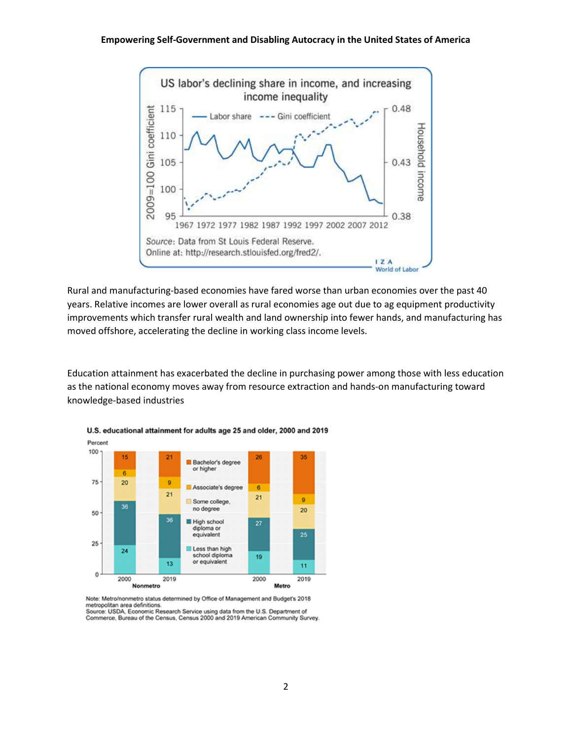US labor's declining share in income, and increasing income inequality

Source: Data from St Louis Federal Reserve. Online at: http://research.stlouisfed.org/fred2/.

Rural and manufacturing-based economies have fared worse than urban economies over the past 40 years. Relative incomes are lower overall as rural economies age out due to ag equipment productivity improvements which transfer rural wealth and land ownership into fewer hands, and manufacturing has moved offshore, accelerating the decline in working class income levels.

Education attainment has exacerbated the decline in purchasing power among those with less education as the national economy moves away from resource extraction and hands-on manufacturing toward knowledge-based industries

**U.S. educational attainment for adults age 25 and older, 2000 and 2019**

| Percent | Nonmetro 2000 | Nonmetro 2019 | Metro 2000 | Metro 2019 |
|---|---|---|---|---|
| Bachelor's degree or higher | 15 | 21 | 26 | 35 |
| Associate's degree | 6 | 9 | 6 | 9 |
| Some college, no degree | 20 | 21 | 21 | 20 |
| High school diploma or equivalent | 36 | 36 | 27 | 25 |
| Less than high school diploma or equivalent | 24 | 13 | 19 | 11 |

Note: Metro/nonmetro status determined by Office of Management and Budget's 2018 metropolitan area definitions.
Source: USDA, Economic Research Service using data from the U.S. Department of Commerce, Bureau of the Census, Census 2000 and 2019 American Community Survey.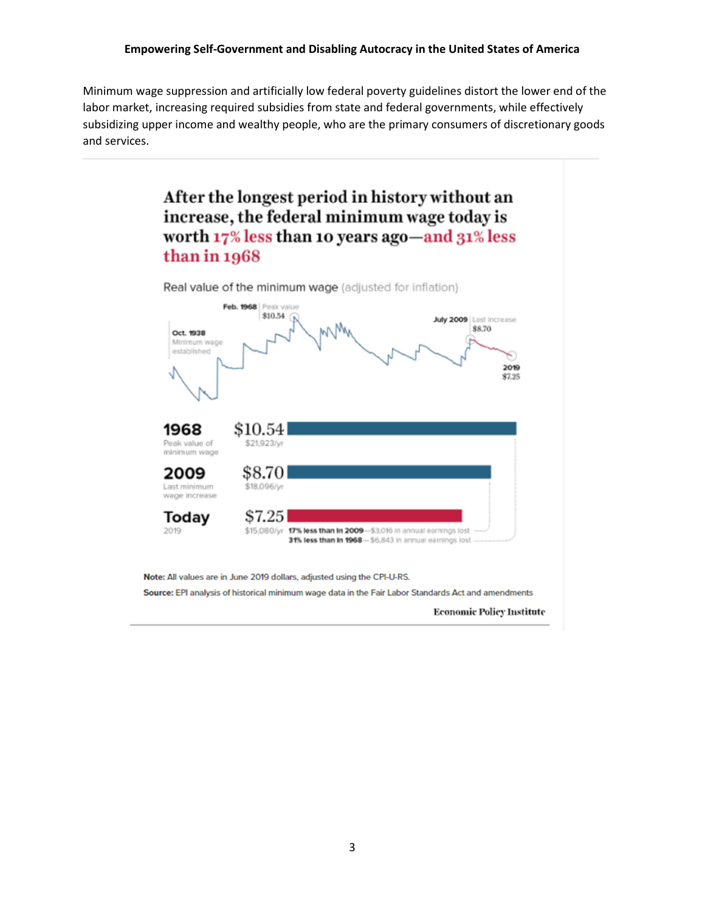Minimum wage suppression and artificially low federal poverty guidelines distort the lower end of the labor market, increasing required subsidies from state and federal governments, while effectively subsidizing upper income and wealthy people, who are the primary consumers of discretionary goods and services.

## After the longest period in history without an increase, the federal minimum wage today is worth 17% less than 10 years ago—and 31% less than in 1968

Real value of the minimum wage (adjusted for inflation)

Oct. 1938 Minimum wage established

Feb. 1968 | Peak value $10.54

July 2009 | Last increase $8.70

2019 $7.25

| Year | Value | Annual |
|---|---|---|
| **1968** Peak value of minimum wage | $10.54 | $21,923/yr |
| **2009** Last minimum wage increase | $8.70 | $18,096/yr |
| **Today** 2019 | $7.25 | $15,080/yr |

**17% less than in 2009**—$3,016 in annual earnings lost

**31% less than in 1968**—$6,843 in annual earnings lost

**Note:** All values are in June 2019 dollars, adjusted using the CPI-U-RS.

**Source:** EPI analysis of historical minimum wage data in the Fair Labor Standards Act and amendments

Economic Policy Institute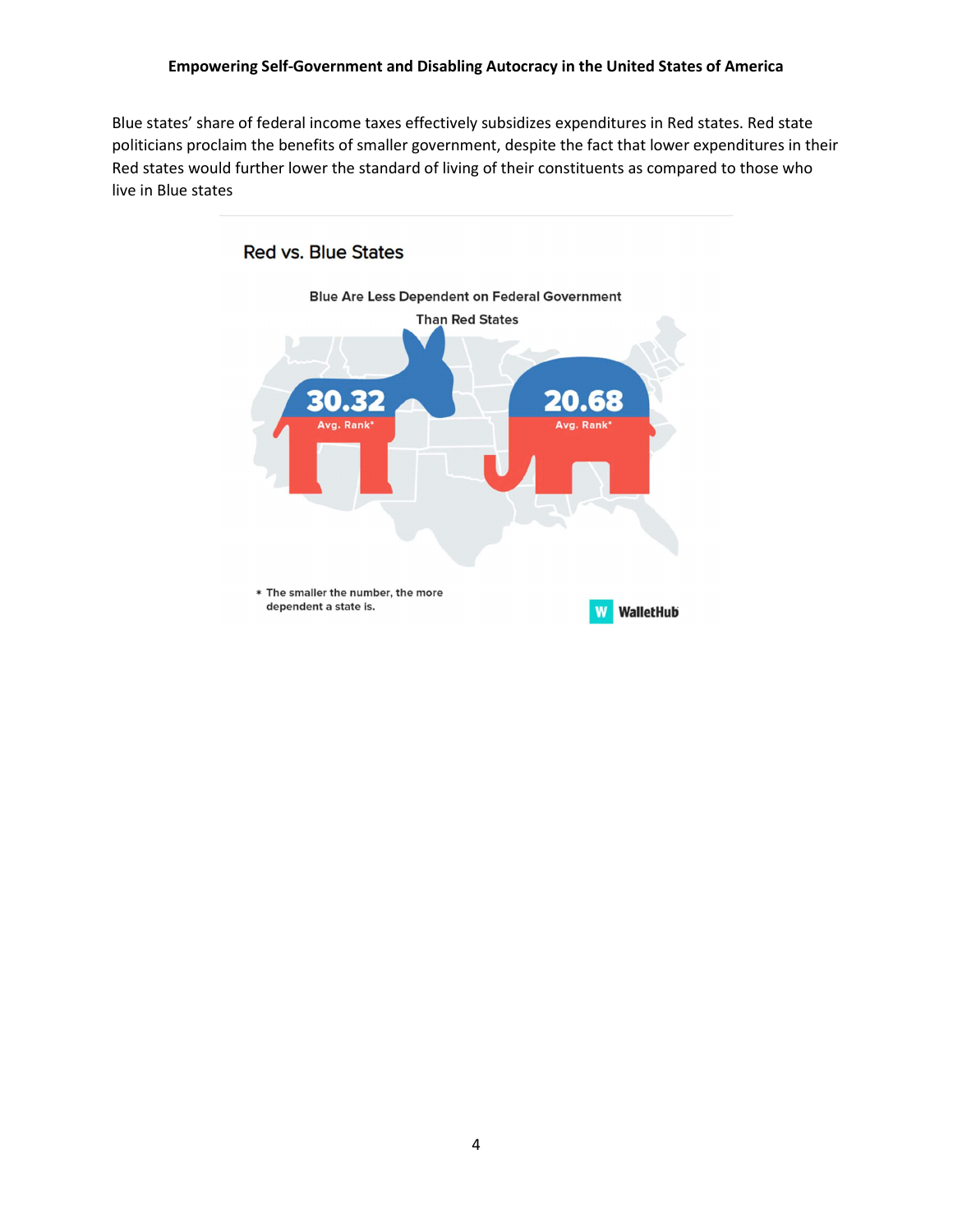Blue states' share of federal income taxes effectively subsidizes expenditures in Red states. Red state politicians proclaim the benefits of smaller government, despite the fact that lower expenditures in their Red states would further lower the standard of living of their constituents as compared to those who live in Blue states

Red vs. Blue States

Blue Are Less Dependent on Federal Government Than Red States

30.32
Avg. Rank*

20.68
Avg. Rank*

* The smaller the number, the more dependent a state is.

WalletHub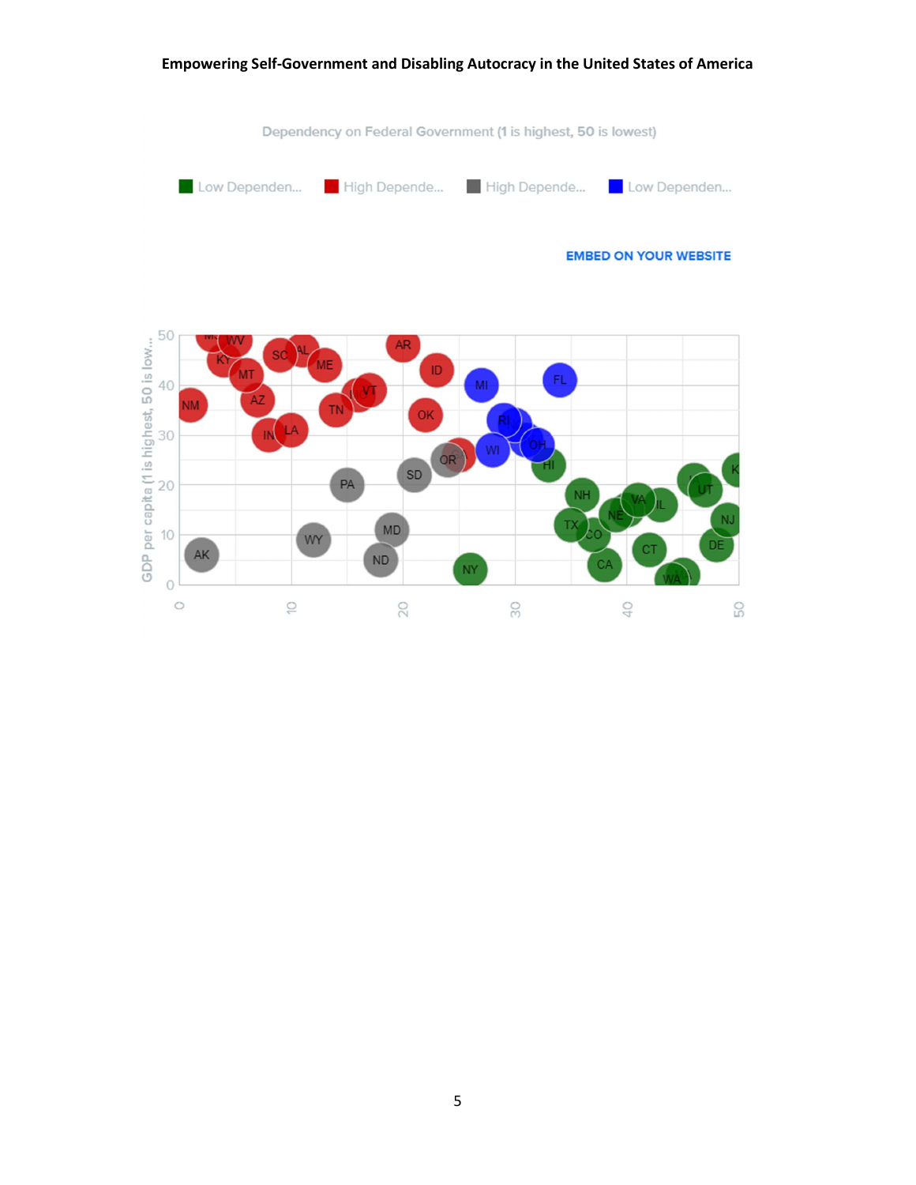Dependency on Federal Government (1 is highest, 50 is lowest)

Low Dependen... High Depende... High Depende... Low Dependen...

EMBED ON YOUR WEBSITE

GDP per capita (1 is highest, 50 is low...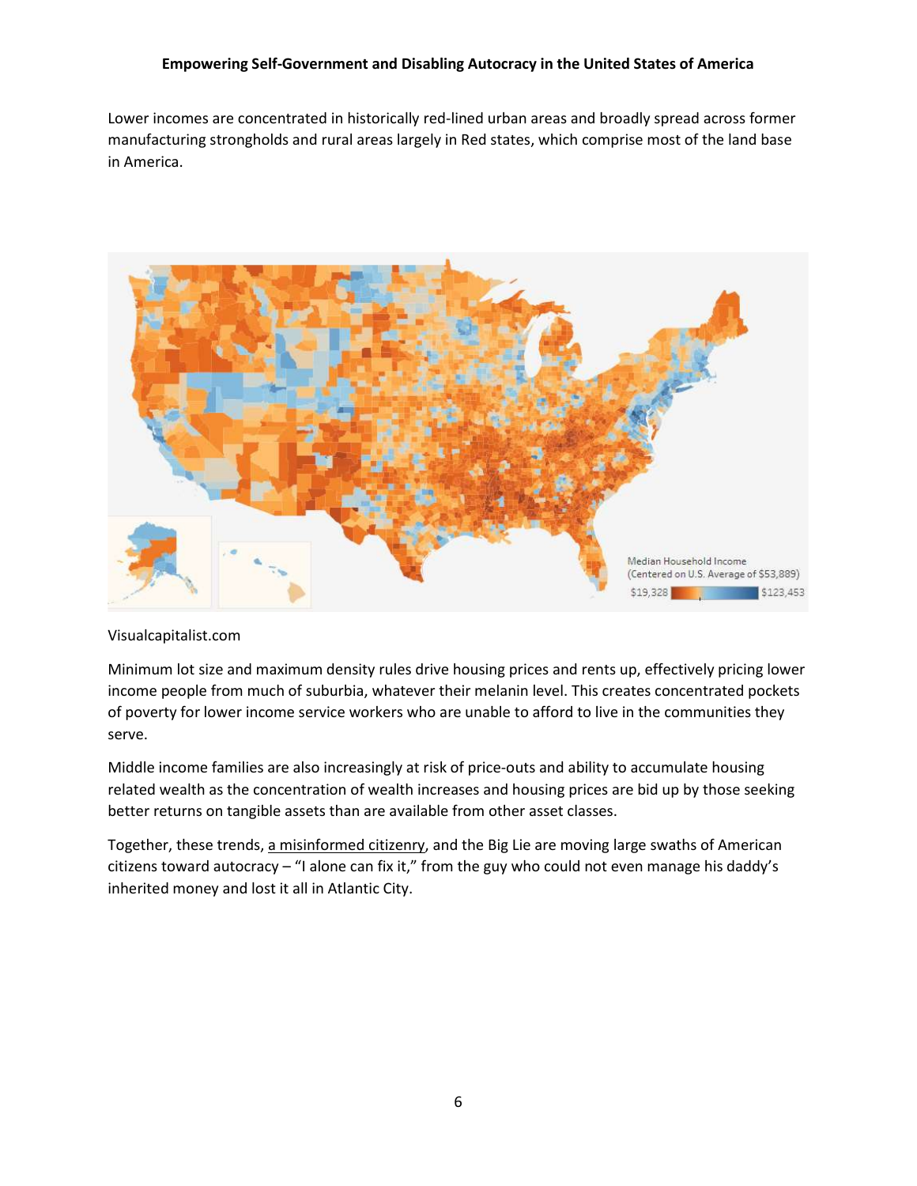Lower incomes are concentrated in historically red-lined urban areas and broadly spread across former manufacturing strongholds and rural areas largely in Red states, which comprise most of the land base in America.

Visualcapitalist.com

Minimum lot size and maximum density rules drive housing prices and rents up, effectively pricing lower income people from much of suburbia, whatever their melanin level. This creates concentrated pockets of poverty for lower income service workers who are unable to afford to live in the communities they serve.

Middle income families are also increasingly at risk of price-outs and ability to accumulate housing related wealth as the concentration of wealth increases and housing prices are bid up by those seeking better returns on tangible assets than are available from other asset classes.

Together, these trends, a misinformed citizenry, and the Big Lie are moving large swaths of American citizens toward autocracy – "I alone can fix it," from the guy who could not even manage his daddy's inherited money and lost it all in Atlantic City.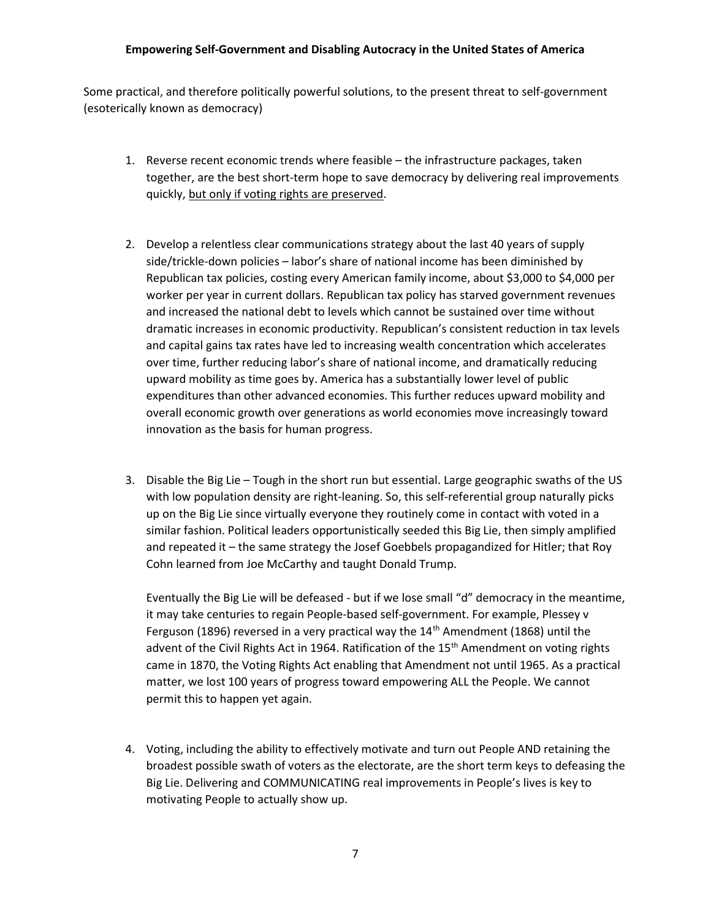# Empowering Self-Government and Disabling Autocracy in the United States of America

Some practical, and therefore politically powerful solutions, to the present threat to self-government (esoterically known as democracy)

1. Reverse recent economic trends where feasible – the infrastructure packages, taken together, are the best short-term hope to save democracy by delivering real improvements quickly, <u>but only if voting rights are preserved</u>.

2. Develop a relentless clear communications strategy about the last 40 years of supply side/trickle-down policies – labor's share of national income has been diminished by Republican tax policies, costing every American family income, about $3,000 to $4,000 per worker per year in current dollars. Republican tax policy has starved government revenues and increased the national debt to levels which cannot be sustained over time without dramatic increases in economic productivity. Republican's consistent reduction in tax levels and capital gains tax rates have led to increasing wealth concentration which accelerates over time, further reducing labor's share of national income, and dramatically reducing upward mobility as time goes by. America has a substantially lower level of public expenditures than other advanced economies. This further reduces upward mobility and overall economic growth over generations as world economies move increasingly toward innovation as the basis for human progress.

3. Disable the Big Lie – Tough in the short run but essential. Large geographic swaths of the US with low population density are right-leaning. So, this self-referential group naturally picks up on the Big Lie since virtually everyone they routinely come in contact with voted in a similar fashion. Political leaders opportunistically seeded this Big Lie, then simply amplified and repeated it – the same strategy the Josef Goebbels propagandized for Hitler; that Roy Cohn learned from Joe McCarthy and taught Donald Trump.

   Eventually the Big Lie will be defeased - but if we lose small "d" democracy in the meantime, it may take centuries to regain People-based self-government. For example, Plessey v Ferguson (1896) reversed in a very practical way the 14th Amendment (1868) until the advent of the Civil Rights Act in 1964. Ratification of the 15th Amendment on voting rights came in 1870, the Voting Rights Act enabling that Amendment not until 1965. As a practical matter, we lost 100 years of progress toward empowering ALL the People. We cannot permit this to happen yet again.

4. Voting, including the ability to effectively motivate and turn out People AND retaining the broadest possible swath of voters as the electorate, are the short term keys to defeasing the Big Lie. Delivering and COMMUNICATING real improvements in People's lives is key to motivating People to actually show up.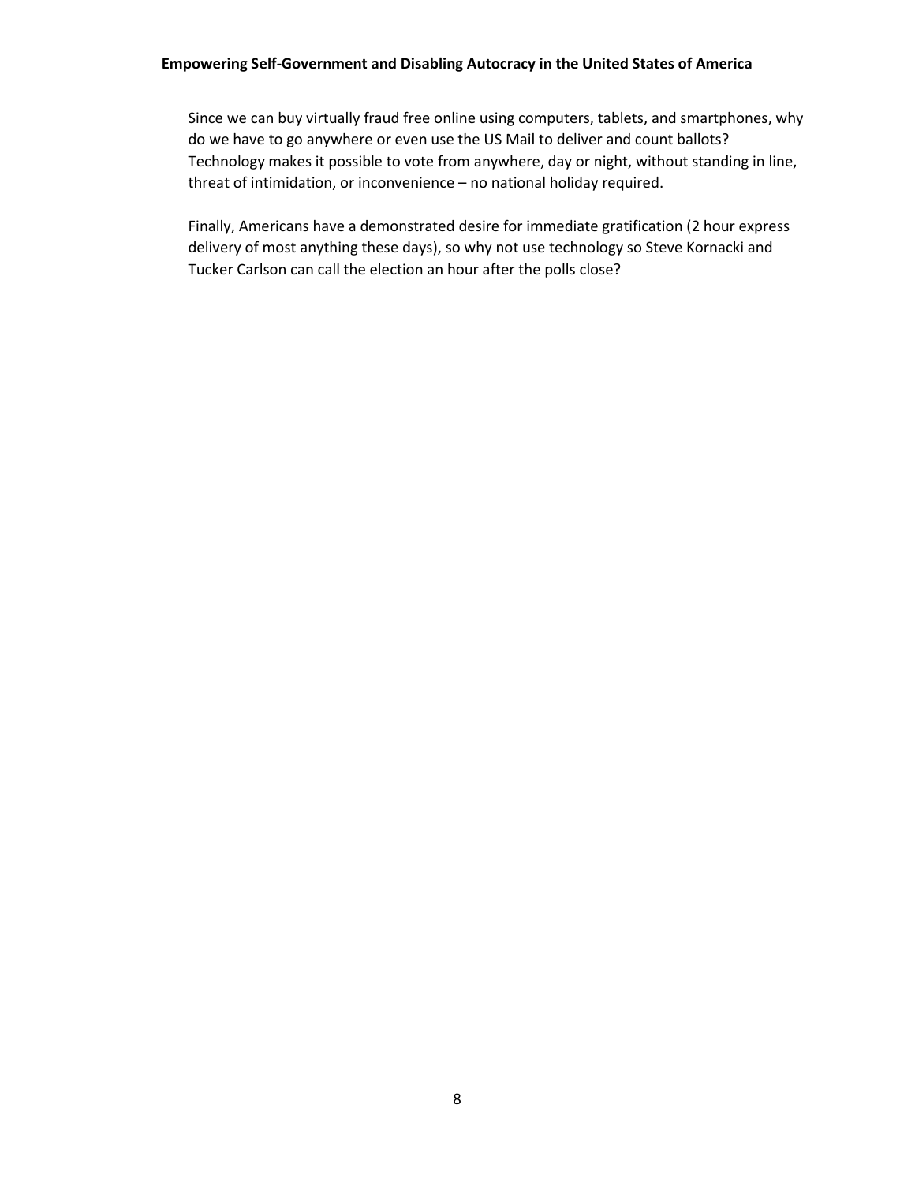Since we can buy virtually fraud free online using computers, tablets, and smartphones, why do we have to go anywhere or even use the US Mail to deliver and count ballots? Technology makes it possible to vote from anywhere, day or night, without standing in line, threat of intimidation, or inconvenience – no national holiday required.

Finally, Americans have a demonstrated desire for immediate gratification (2 hour express delivery of most anything these days), so why not use technology so Steve Kornacki and Tucker Carlson can call the election an hour after the polls close?